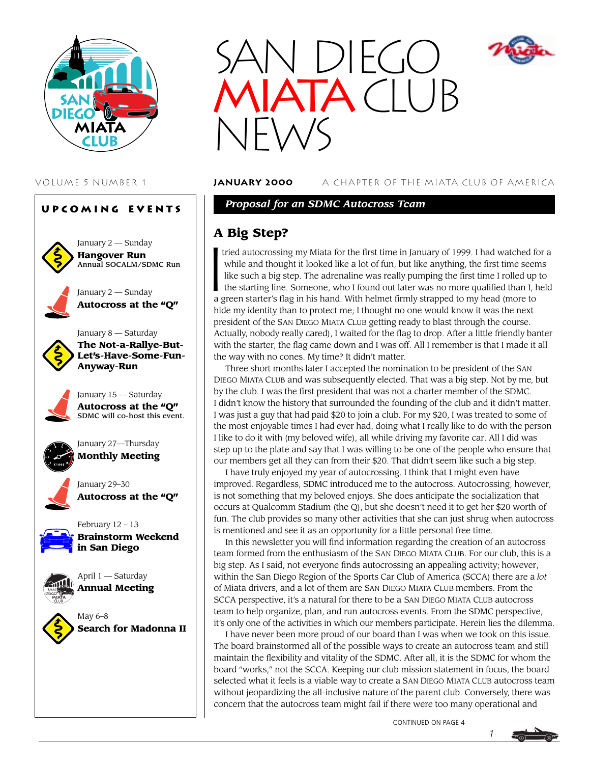# SAN DIEGO MIATA CLUB NEWS

VOLUME 5 NUMBER 1 — **JANUARY 2000** — A CHAPTER OF THE MIATA CLUB OF AMERICA

## UPCOMING EVENTS

January 2 — Sunday
**Hangover Run**
Annual SOCALM/SDMC Run

January 2 — Sunday
**Autocross at the "Q"**

January 8 — Saturday
**The Not-a-Rallye-But-Let's-Have-Some-Fun-Anyway-Run**

January 15 — Saturday
**Autocross at the "Q"**
SDMC will co-host this event.

January 27—Thursday
**Monthly Meeting**

January 29–30
**Autocross at the "Q"**

February 12 – 13
**Brainstorm Weekend in San Diego**

April 1 — Saturday
**Annual Meeting**

May 6–8
**Search for Madonna II**

***Proposal for an SDMC Autocross Team***

## A Big Step?

I tried autocrossing my Miata for the first time in January of 1999. I had watched for a while and thought it looked like a lot of fun, but like anything, the first time seems like such a big step. The adrenaline was really pumping the first time I rolled up to the starting line. Someone, who I found out later was no more qualified than I, held a green starter's flag in his hand. With helmet firmly strapped to my head (more to hide my identity than to protect me; I thought no one would know it was the next president of the SAN DIEGO MIATA CLUB getting ready to blast through the course. Actually, nobody really cared), I waited for the flag to drop. After a little friendly banter with the starter, the flag came down and I was off. All I remember is that I made it all the way with no cones. My time? It didn't matter.

Three short months later I accepted the nomination to be president of the SAN DIEGO MIATA CLUB and was subsequently elected. That was a big step. Not by me, but by the club. I was the first president that was not a charter member of the SDMC. I didn't know the history that surrounded the founding of the club and it didn't matter. I was just a guy that had paid $20 to join a club. For my $20, I was treated to some of the most enjoyable times I had ever had, doing what I really like to do with the person I like to do it with (my beloved wife), all while driving my favorite car. All I did was step up to the plate and say that I was willing to be one of the people who ensure that our members get all they can from their $20. That didn't seem like such a big step.

I have truly enjoyed my year of autocrossing. I think that I might even have improved. Regardless, SDMC introduced me to the autocross. Autocrossing, however, is not something that my beloved enjoys. She does anticipate the socialization that occurs at Qualcomm Stadium (the Q), but she doesn't need it to get her $20 worth of fun. The club provides so many other activities that she can just shrug when autocross is mentioned and see it as an opportunity for a little personal free time.

In this newsletter you will find information regarding the creation of an autocross team formed from the enthusiasm of the SAN DIEGO MIATA CLUB. For our club, this is a big step. As I said, not everyone finds autocrossing an appealing activity; however, within the San Diego Region of the Sports Car Club of America (SCCA) there are a *lot* of Miata drivers, and a lot of them are SAN DIEGO MIATA CLUB members. From the SCCA perspective, it's a natural for there to be a SAN DIEGO MIATA CLUB autocross team to help organize, plan, and run autocross events. From the SDMC perspective, it's only one of the activities in which our members participate. Herein lies the dilemma.

I have never been more proud of our board than I was when we took on this issue. The board brainstormed all of the possible ways to create an autocross team and still maintain the flexibility and vitality of the SDMC. After all, it is the SDMC for whom the board "works," not the SCCA. Keeping our club mission statement in focus, the board selected what it feels is a viable way to create a SAN DIEGO MIATA CLUB autocross team without jeopardizing the all-inclusive nature of the parent club. Conversely, there was concern that the autocross team might fail if there were too many operational and

CONTINUED ON PAGE 4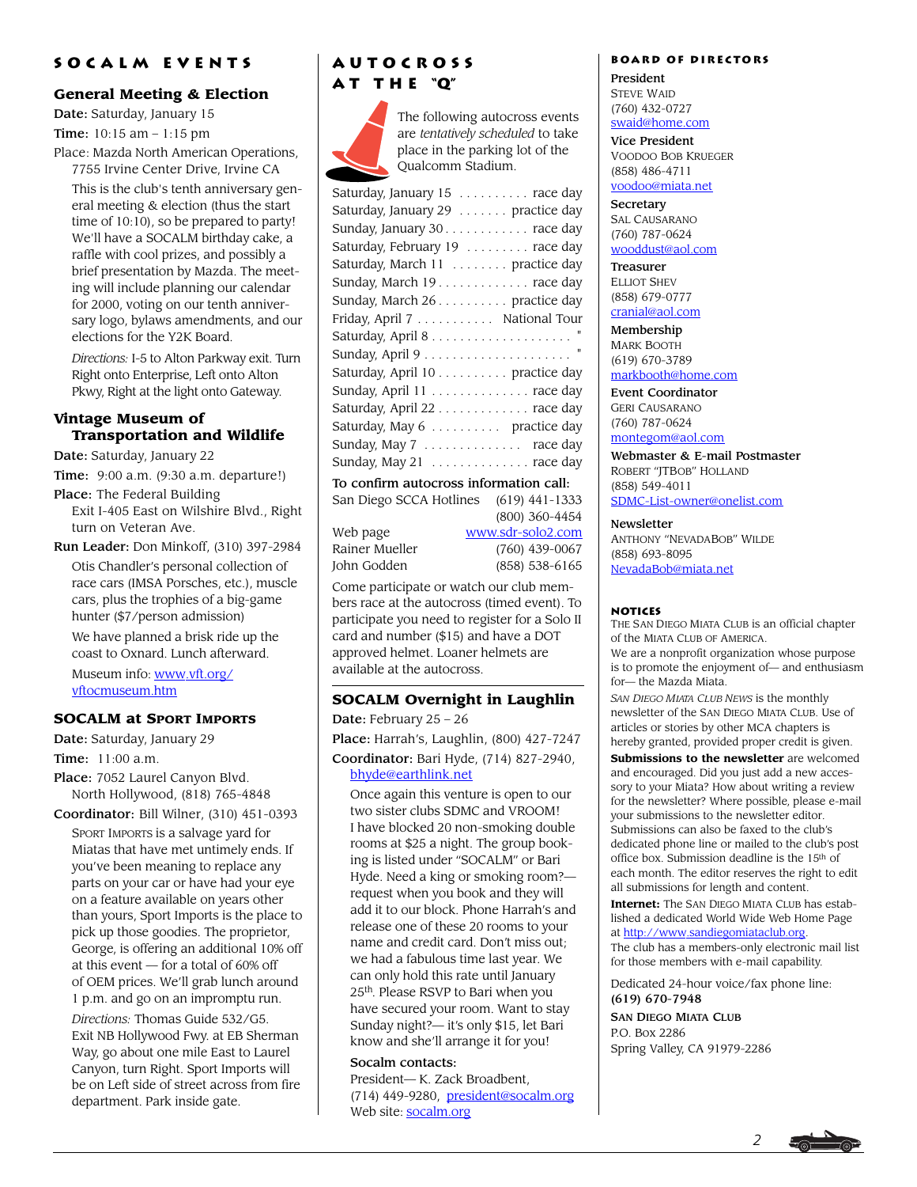# SOCALM EVENTS

## General Meeting & Election

**Date:** Saturday, January 15

**Time:** 10:15 am – 1:15 pm

Place: Mazda North American Operations, 7755 Irvine Center Drive, Irvine CA

This is the club's tenth anniversary general meeting & election (thus the start time of 10:10), so be prepared to party! We'll have a SOCALM birthday cake, a raffle with cool prizes, and possibly a brief presentation by Mazda. The meeting will include planning our calendar for 2000, voting on our tenth anniversary logo, bylaws amendments, and our elections for the Y2K Board.

*Directions:* I-5 to Alton Parkway exit. Turn Right onto Enterprise, Left onto Alton Pkwy, Right at the light onto Gateway.

## Vintage Museum of Transportation and Wildlife

**Date:** Saturday, January 22

**Time:** 9:00 a.m. (9:30 a.m. departure!)

**Place:** The Federal Building
Exit I-405 East on Wilshire Blvd., Right turn on Veteran Ave.

**Run Leader:** Don Minkoff, (310) 397-2984

Otis Chandler's personal collection of race cars (IMSA Porsches, etc.), muscle cars, plus the trophies of a big-game hunter ($7/person admission)

We have planned a brisk ride up the coast to Oxnard. Lunch afterward.

Museum info: www.vft.org/vftocmuseum.htm

## SOCALM at Sport Imports

**Date:** Saturday, January 29

**Time:** 11:00 a.m.

**Place:** 7052 Laurel Canyon Blvd. North Hollywood, (818) 765-4848

**Coordinator:** Bill Wilner, (310) 451-0393

Sport Imports is a salvage yard for Miatas that have met untimely ends. If you've been meaning to replace any parts on your car or have had your eye on a feature available on years other than yours, Sport Imports is the place to pick up those goodies. The proprietor, George, is offering an additional 10% off at this event — for a total of 60% off of OEM prices. We'll grab lunch around 1 p.m. and go on an impromptu run.

*Directions:* Thomas Guide 532/G5. Exit NB Hollywood Fwy. at EB Sherman Way, go about one mile East to Laurel Canyon, turn Right. Sport Imports will be on Left side of street across from fire department. Park inside gate.

# AUTOCROSS AT THE "Q"

The following autocross events are *tentatively scheduled* to take place in the parking lot of the Qualcomm Stadium.

| | |
|---|---|
| Saturday, January 15 | race day |
| Saturday, January 29 | practice day |
| Sunday, January 30 | race day |
| Saturday, February 19 | race day |
| Saturday, March 11 | practice day |
| Sunday, March 19 | race day |
| Sunday, March 26 | practice day |
| Friday, April 7 | National Tour |
| Saturday, April 8 | " |
| Sunday, April 9 | " |
| Saturday, April 10 | practice day |
| Sunday, April 11 | race day |
| Saturday, April 22 | race day |
| Saturday, May 6 | practice day |
| Sunday, May 7 | race day |
| Sunday, May 21 | race day |

**To confirm autocross information call:**

| | |
|---|---|
| San Diego SCCA Hotlines | (619) 441-1333 |
| | (800) 360-4454 |
| Web page | www.sdr-solo2.com |
| Rainer Mueller | (760) 439-0067 |
| John Godden | (858) 538-6165 |

Come participate or watch our club members race at the autocross (timed event). To participate you need to register for a Solo II card and number ($15) and have a DOT approved helmet. Loaner helmets are available at the autocross.

## SOCALM Overnight in Laughlin

**Date:** February 25 – 26

**Place:** Harrah's, Laughlin, (800) 427-7247

**Coordinator:** Bari Hyde, (714) 827-2940, bhyde@earthlink.net

Once again this venture is open to our two sister clubs SDMC and VROOM! I have blocked 20 non-smoking double rooms at $25 a night. The group booking is listed under "SOCALM" or Bari Hyde. Need a king or smoking room?— request when you book and they will add it to our block. Phone Harrah's and release one of these 20 rooms to your name and credit card. Don't miss out; we had a fabulous time last year. We can only hold this rate until January 25th. Please RSVP to Bari when you have secured your room. Want to stay Sunday night?— it's only $15, let Bari know and she'll arrange it for you!

**Socalm contacts:**
President— K. Zack Broadbent, (714) 449-9280, president@socalm.org
Web site: socalm.org

# BOARD OF DIRECTORS

**President**
Steve Waid
(760) 432-0727
swaid@home.com

**Vice President**
Voodoo Bob Krueger
(858) 486-4711
voodoo@miata.net

**Secretary**
Sal Causarano
(760) 787-0624
wooddust@aol.com

**Treasurer**
Elliot Shev
(858) 679-0777
cranial@aol.com

**Membership**
Mark Booth
(619) 670-3789
markbooth@home.com

**Event Coordinator**
Geri Causarano
(760) 787-0624
montegom@aol.com

**Webmaster & E-mail Postmaster**
Robert "JTBob" Holland
(858) 549-4011
SDMC-List-owner@onelist.com

**Newsletter**
Anthony "NevadaBob" Wilde
(858) 693-8095
NevadaBob@miata.net

# NOTICES

The San Diego Miata Club is an official chapter of the Miata Club of America.

We are a nonprofit organization whose purpose is to promote the enjoyment of— and enthusiasm for— the Mazda Miata.

*San Diego Miata Club News* is the monthly newsletter of the San Diego Miata Club. Use of articles or stories by other MCA chapters is hereby granted, provided proper credit is given.

**Submissions to the newsletter** are welcomed and encouraged. Did you just add a new accessory to your Miata? How about writing a review for the newsletter? Where possible, please e-mail your submissions to the newsletter editor. Submissions can also be faxed to the club's dedicated phone line or mailed to the club's post office box. Submission deadline is the 15th of each month. The editor reserves the right to edit all submissions for length and content.

**Internet:** The San Diego Miata Club has established a dedicated World Wide Web Home Page at http://www.sandiegomiataclub.org.
The club has a members-only electronic mail list for those members with e-mail capability.

Dedicated 24-hour voice/fax phone line:
**(619) 670-7948**

**San Diego Miata Club**
P.O. Box 2286
Spring Valley, CA 91979-2286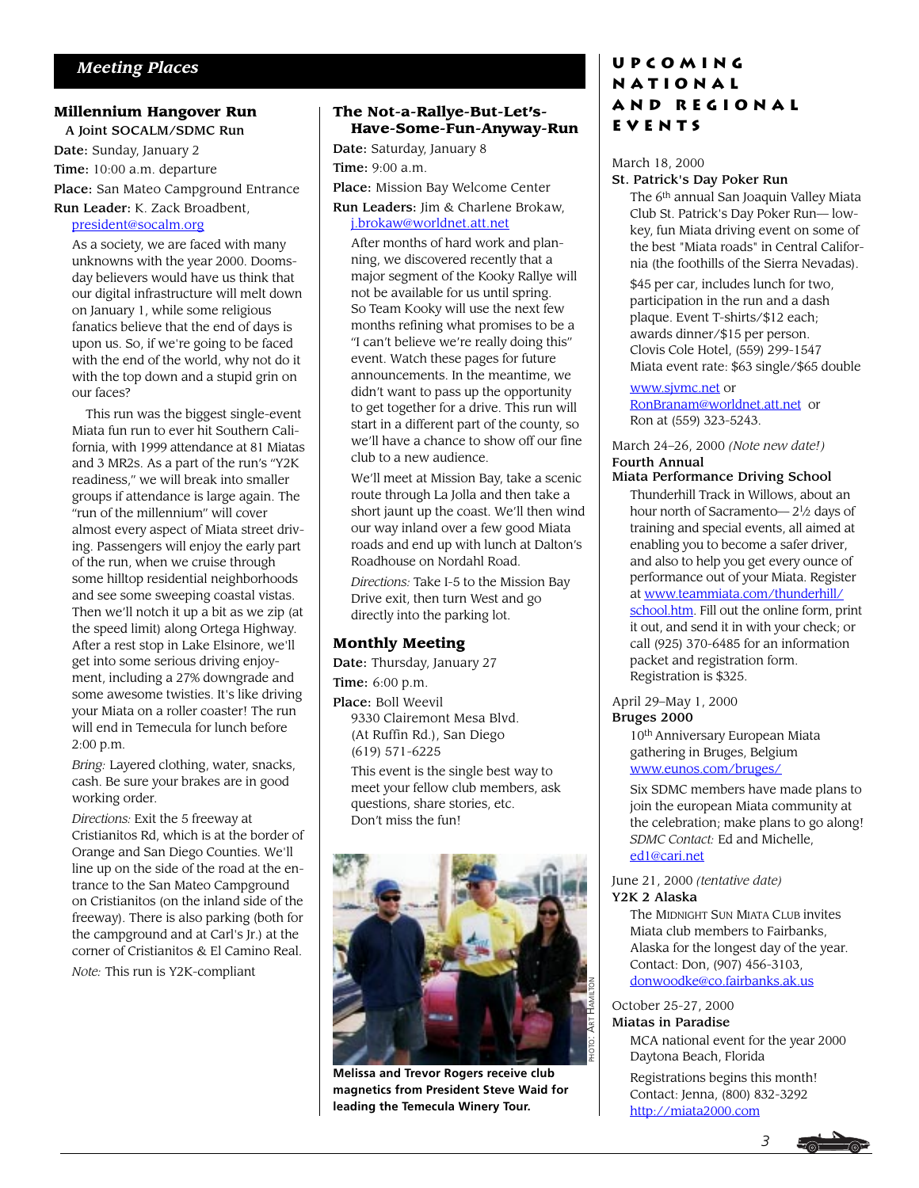## Meeting Places

### Millennium Hangover Run

**A Joint SOCALM/SDMC Run**

**Date:** Sunday, January 2

**Time:** 10:00 a.m. departure

**Place:** San Mateo Campground Entrance

**Run Leader:** K. Zack Broadbent, president@socalm.org

As a society, we are faced with many unknowns with the year 2000. Doomsday believers would have us think that our digital infrastructure will melt down on January 1, while some religious fanatics believe that the end of days is upon us. So, if we're going to be faced with the end of the world, why not do it with the top down and a stupid grin on our faces?

This run was the biggest single-event Miata fun run to ever hit Southern California, with 1999 attendance at 81 Miatas and 3 MR2s. As a part of the run's "Y2K readiness," we will break into smaller groups if attendance is large again. The "run of the millennium" will cover almost every aspect of Miata street driving. Passengers will enjoy the early part of the run, when we cruise through some hilltop residential neighborhoods and see some sweeping coastal vistas. Then we'll notch it up a bit as we zip (at the speed limit) along Ortega Highway. After a rest stop in Lake Elsinore, we'll get into some serious driving enjoyment, including a 27% downgrade and some awesome twisties. It's like driving your Miata on a roller coaster! The run will end in Temecula for lunch before 2:00 p.m.

*Bring:* Layered clothing, water, snacks, cash. Be sure your brakes are in good working order.

*Directions:* Exit the 5 freeway at Cristianitos Rd, which is at the border of Orange and San Diego Counties. We'll line up on the side of the road at the entrance to the San Mateo Campground on Cristianitos (on the inland side of the freeway). There is also parking (both for the campground and at Carl's Jr.) at the corner of Cristianitos & El Camino Real.

*Note:* This run is Y2K-compliant

### The Not-a-Rallye-But-Let's-Have-Some-Fun-Anyway-Run

**Date:** Saturday, January 8

**Time:** 9:00 a.m.

**Place:** Mission Bay Welcome Center

**Run Leaders:** Jim & Charlene Brokaw, j.brokaw@worldnet.att.net

After months of hard work and planning, we discovered recently that a major segment of the Kooky Rallye will not be available for us until spring. So Team Kooky will use the next few months refining what promises to be a "I can't believe we're really doing this" event. Watch these pages for future announcements. In the meantime, we didn't want to pass up the opportunity to get together for a drive. This run will start in a different part of the county, so we'll have a chance to show off our fine club to a new audience.

We'll meet at Mission Bay, take a scenic route through La Jolla and then take a short jaunt up the coast. We'll then wind our way inland over a few good Miata roads and end up with lunch at Dalton's Roadhouse on Nordahl Road.

*Directions:* Take I-5 to the Mission Bay Drive exit, then turn West and go directly into the parking lot.

### Monthly Meeting

**Date:** Thursday, January 27

**Time:** 6:00 p.m.

**Place:** Boll Weevil
9330 Clairemont Mesa Blvd.
(At Ruffin Rd.), San Diego
(619) 571-6225

This event is the single best way to meet your fellow club members, ask questions, share stories, etc. Don't miss the fun!

PHOTO: ART HAMILTON

**Melissa and Trevor Rogers receive club magnetics from President Steve Waid for leading the Temecula Winery Tour.**

## Upcoming National and Regional Events

March 18, 2000
**St. Patrick's Day Poker Run**

The 6th annual San Joaquin Valley Miata Club St. Patrick's Day Poker Run— low-key, fun Miata driving event on some of the best "Miata roads" in Central California (the foothills of the Sierra Nevadas).

$45 per car, includes lunch for two, participation in the run and a dash plaque. Event T-shirts/$12 each; awards dinner/$15 per person.
Clovis Cole Hotel, (559) 299-1547
Miata event rate: $63 single/$65 double

www.sjvmc.net or RonBranam@worldnet.att.net or Ron at (559) 323-5243.

March 24–26, 2000 *(Note new date!)*
**Fourth Annual Miata Performance Driving School**

Thunderhill Track in Willows, about an hour north of Sacramento— 2½ days of training and special events, all aimed at enabling you to become a safer driver, and also to help you get every ounce of performance out of your Miata. Register at www.teammiata.com/thunderhill/school.htm. Fill out the online form, print it out, and send it in with your check; or call (925) 370-6485 for an information packet and registration form. Registration is $325.

April 29–May 1, 2000
**Bruges 2000**

10th Anniversary European Miata gathering in Bruges, Belgium
www.eunos.com/bruges/

Six SDMC members have made plans to join the european Miata community at the celebration; make plans to go along! *SDMC Contact:* Ed and Michelle, ed1@cari.net

June 21, 2000 *(tentative date)*
**Y2K 2 Alaska**

The Midnight Sun Miata Club invites Miata club members to Fairbanks, Alaska for the longest day of the year. Contact: Don, (907) 456-3103, donwoodke@co.fairbanks.ak.us

October 25-27, 2000
**Miatas in Paradise**

MCA national event for the year 2000 Daytona Beach, Florida

Registrations begins this month! Contact: Jenna, (800) 832-3292 http://miata2000.com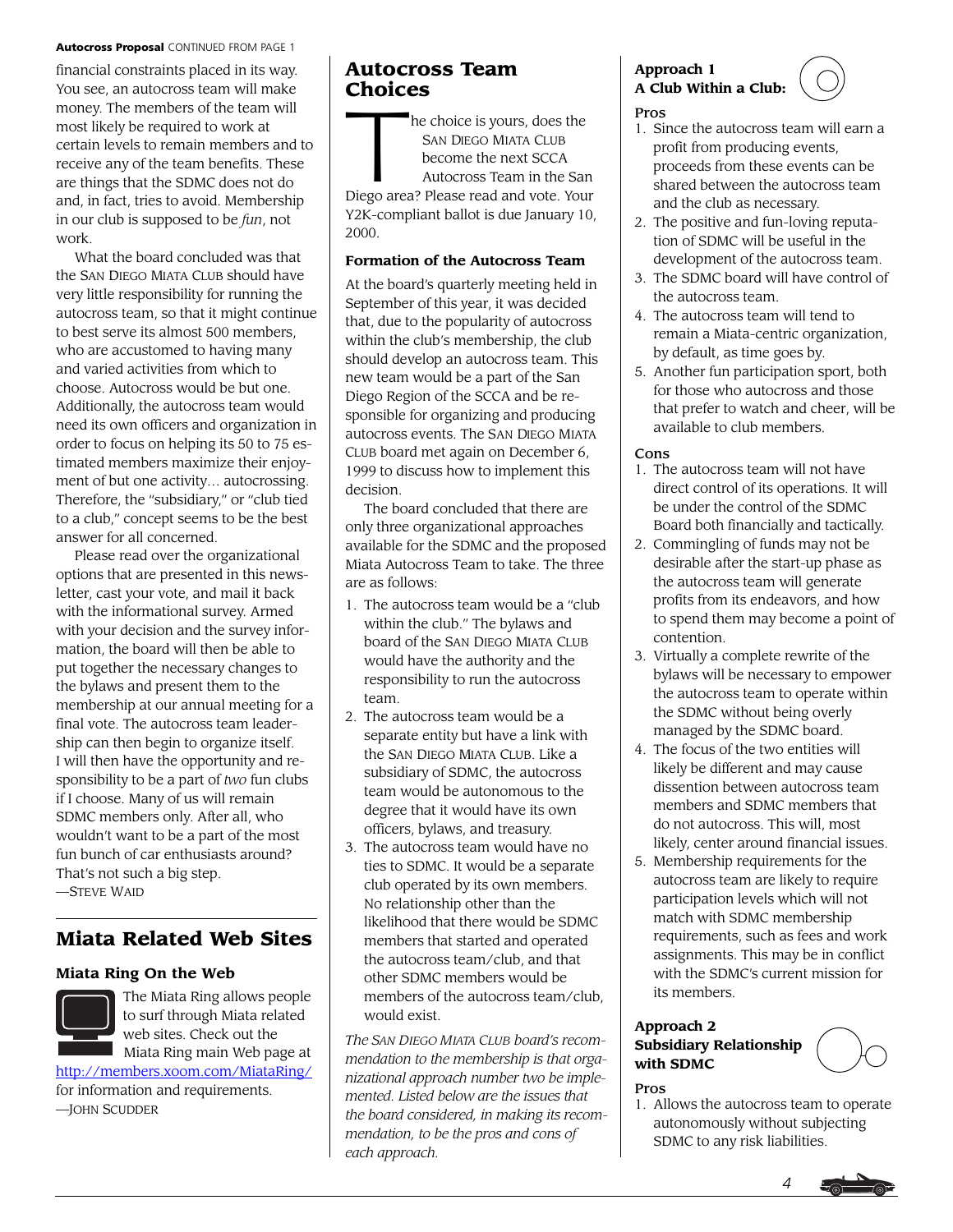**Autocross Proposal** CONTINUED FROM PAGE 1

financial constraints placed in its way. You see, an autocross team will make money. The members of the team will most likely be required to work at certain levels to remain members and to receive any of the team benefits. These are things that the SDMC does not do and, in fact, tries to avoid. Membership in our club is supposed to be *fun*, not work.

What the board concluded was that the SAN DIEGO MIATA CLUB should have very little responsibility for running the autocross team, so that it might continue to best serve its almost 500 members, who are accustomed to having many and varied activities from which to choose. Autocross would be but one. Additionally, the autocross team would need its own officers and organization in order to focus on helping its 50 to 75 estimated members maximize their enjoyment of but one activity... autocrossing. Therefore, the "subsidiary," or "club tied to a club," concept seems to be the best answer for all concerned.

Please read over the organizational options that are presented in this newsletter, cast your vote, and mail it back with the informational survey. Armed with your decision and the survey information, the board will then be able to put together the necessary changes to the bylaws and present them to the membership at our annual meeting for a final vote. The autocross team leadership can then begin to organize itself. I will then have the opportunity and responsibility to be a part of *two* fun clubs if I choose. Many of us will remain SDMC members only. After all, who wouldn't want to be a part of the most fun bunch of car enthusiasts around? That's not such a big step.

—STEVE WAID

## Miata Related Web Sites

### Miata Ring On the Web

The Miata Ring allows people to surf through Miata related web sites. Check out the Miata Ring main Web page at http://members.xoom.com/MiataRing/ for information and requirements.

—JOHN SCUDDER

## Autocross Team Choices

The choice is yours, does the SAN DIEGO MIATA CLUB become the next SCCA Autocross Team in the San Diego area? Please read and vote. Your Y2K-compliant ballot is due January 10, 2000.

### Formation of the Autocross Team

At the board's quarterly meeting held in September of this year, it was decided that, due to the popularity of autocross within the club's membership, the club should develop an autocross team. This new team would be a part of the San Diego Region of the SCCA and be responsible for organizing and producing autocross events. The SAN DIEGO MIATA CLUB board met again on December 6, 1999 to discuss how to implement this decision.

The board concluded that there are only three organizational approaches available for the SDMC and the proposed Miata Autocross Team to take. The three are as follows:

1. The autocross team would be a "club within the club." The bylaws and board of the SAN DIEGO MIATA CLUB would have the authority and the responsibility to run the autocross team.
2. The autocross team would be a separate entity but have a link with the SAN DIEGO MIATA CLUB. Like a subsidiary of SDMC, the autocross team would be autonomous to the degree that it would have its own officers, bylaws, and treasury.
3. The autocross team would have no ties to SDMC. It would be a separate club operated by its own members. No relationship other than the likelihood that there would be SDMC members that started and operated the autocross team/club, and that other SDMC members would be members of the autocross team/club, would exist.

*The SAN DIEGO MIATA CLUB board's recommendation to the membership is that organizational approach number two be implemented. Listed below are the issues that the board considered, in making its recommendation, to be the pros and cons of each approach.*

### Approach 1 A Club Within a Club:

**Pros**

1. Since the autocross team will earn a profit from producing events, proceeds from these events can be shared between the autocross team and the club as necessary.
2. The positive and fun-loving reputation of SDMC will be useful in the development of the autocross team.
3. The SDMC board will have control of the autocross team.
4. The autocross team will tend to remain a Miata-centric organization, by default, as time goes by.
5. Another fun participation sport, both for those who autocross and those that prefer to watch and cheer, will be available to club members.

**Cons**

1. The autocross team will not have direct control of its operations. It will be under the control of the SDMC Board both financially and tactically.
2. Commingling of funds may not be desirable after the start-up phase as the autocross team will generate profits from its endeavors, and how to spend them may become a point of contention.
3. Virtually a complete rewrite of the bylaws will be necessary to empower the autocross team to operate within the SDMC without being overly managed by the SDMC board.
4. The focus of the two entities will likely be different and may cause dissention between autocross team members and SDMC members that do not autocross. This will, most likely, center around financial issues.
5. Membership requirements for the autocross team are likely to require participation levels which will not match with SDMC membership requirements, such as fees and work assignments. This may be in conflict with the SDMC's current mission for its members.

### Approach 2 Subsidiary Relationship with SDMC

**Pros**

1. Allows the autocross team to operate autonomously without subjecting SDMC to any risk liabilities.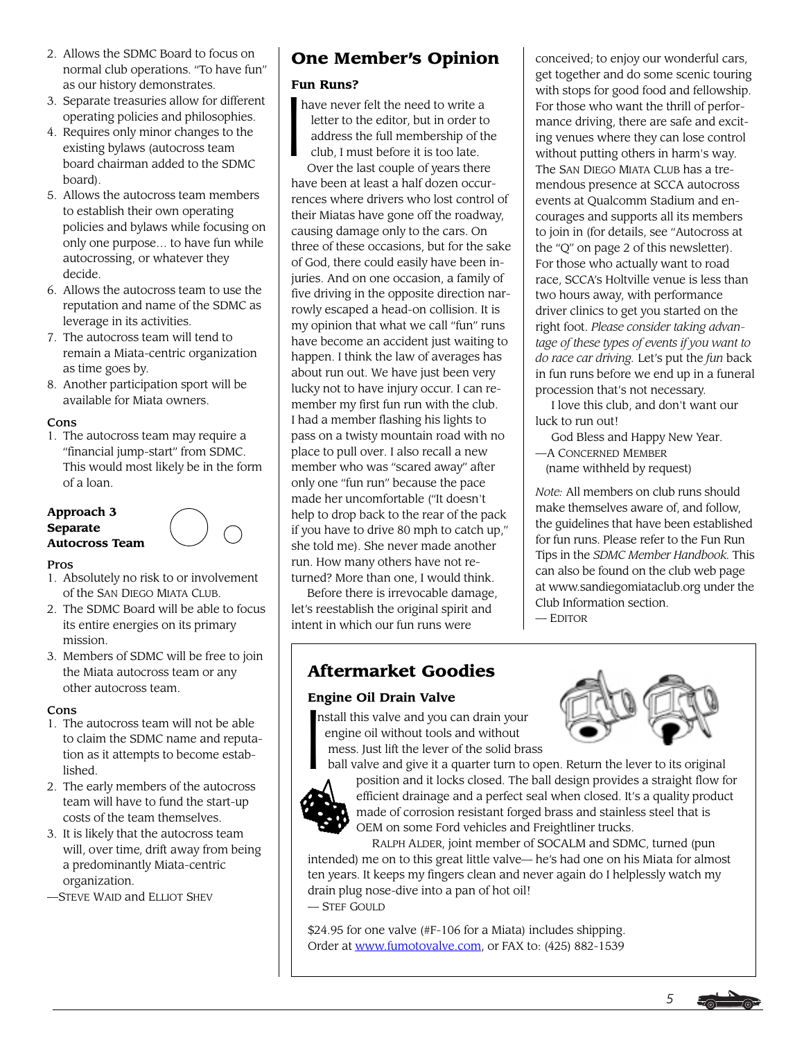2. Allows the SDMC Board to focus on normal club operations. "To have fun" as our history demonstrates.
3. Separate treasuries allow for different operating policies and philosophies.
4. Requires only minor changes to the existing bylaws (autocross team board chairman added to the SDMC board).
5. Allows the autocross team members to establish their own operating policies and bylaws while focusing on only one purpose… to have fun while autocrossing, or whatever they decide.
6. Allows the autocross team to use the reputation and name of the SDMC as leverage in its activities.
7. The autocross team will tend to remain a Miata-centric organization as time goes by.
8. Another participation sport will be available for Miata owners.

**Cons**

1. The autocross team may require a "financial jump-start" from SDMC. This would most likely be in the form of a loan.

**Approach 3**
**Separate Autocross Team**

**Pros**

1. Absolutely no risk to or involvement of the SAN DIEGO MIATA CLUB.
2. The SDMC Board will be able to focus its entire energies on its primary mission.
3. Members of SDMC will be free to join the Miata autocross team or any other autocross team.

**Cons**

1. The autocross team will not be able to claim the SDMC name and reputation as it attempts to become established.
2. The early members of the autocross team will have to fund the start-up costs of the team themselves.
3. It is likely that the autocross team will, over time, drift away from being a predominantly Miata-centric organization.

—STEVE WAID and ELLIOT SHEV

## One Member's Opinion

### Fun Runs?

I have never felt the need to write a letter to the editor, but in order to address the full membership of the club, I must before it is too late.

Over the last couple of years there have been at least a half dozen occurrences where drivers who lost control of their Miatas have gone off the roadway, causing damage only to the cars. On three of these occasions, but for the sake of God, there could easily have been injuries. And on one occasion, a family of five driving in the opposite direction narrowly escaped a head-on collision. It is my opinion that what we call "fun" runs have become an accident just waiting to happen. I think the law of averages has about run out. We have just been very lucky not to have injury occur. I can remember my first fun run with the club. I had a member flashing his lights to pass on a twisty mountain road with no place to pull over. I also recall a new member who was "scared away" after only one "fun run" because the pace made her uncomfortable ("It doesn't help to drop back to the rear of the pack if you have to drive 80 mph to catch up," she told me). She never made another run. How many others have not returned? More than one, I would think.

Before there is irrevocable damage, let's reestablish the original spirit and intent in which our fun runs were conceived; to enjoy our wonderful cars, get together and do some scenic touring with stops for good food and fellowship. For those who want the thrill of performance driving, there are safe and exciting venues where they can lose control without putting others in harm's way. The SAN DIEGO MIATA CLUB has a tremendous presence at SCCA autocross events at Qualcomm Stadium and encourages and supports all its members to join in (for details, see "Autocross at the "Q" on page 2 of this newsletter). For those who actually want to road race, SCCA's Holtville venue is less than two hours away, with performance driver clinics to get you started on the right foot. *Please consider taking advantage of these types of events if you want to do race car driving.* Let's put the *fun* back in fun runs before we end up in a funeral procession that's not necessary.

I love this club, and don't want our luck to run out!

God Bless and Happy New Year.

—A CONCERNED MEMBER
(name withheld by request)

*Note:* All members on club runs should make themselves aware of, and follow, the guidelines that have been established for fun runs. Please refer to the Fun Run Tips in the *SDMC Member Handbook.* This can also be found on the club web page at www.sandiegomiataclub.org under the Club Information section.
— EDITOR

## Aftermarket Goodies

### Engine Oil Drain Valve

Install this valve and you can drain your engine oil without tools and without mess. Just lift the lever of the solid brass ball valve and give it a quarter turn to open. Return the lever to its original position and it locks closed. The ball design provides a straight flow for efficient drainage and a perfect seal when closed. It's a quality product made of corrosion resistant forged brass and stainless steel that is OEM on some Ford vehicles and Freightliner trucks.

RALPH ALDER, joint member of SOCALM and SDMC, turned (pun intended) me on to this great little valve— he's had one on his Miata for almost ten years. It keeps my fingers clean and never again do I helplessly watch my drain plug nose-dive into a pan of hot oil!
— STEF GOULD

$24.95 for one valve (#F-106 for a Miata) includes shipping.
Order at www.fumotovalve.com, or FAX to: (425) 882-1539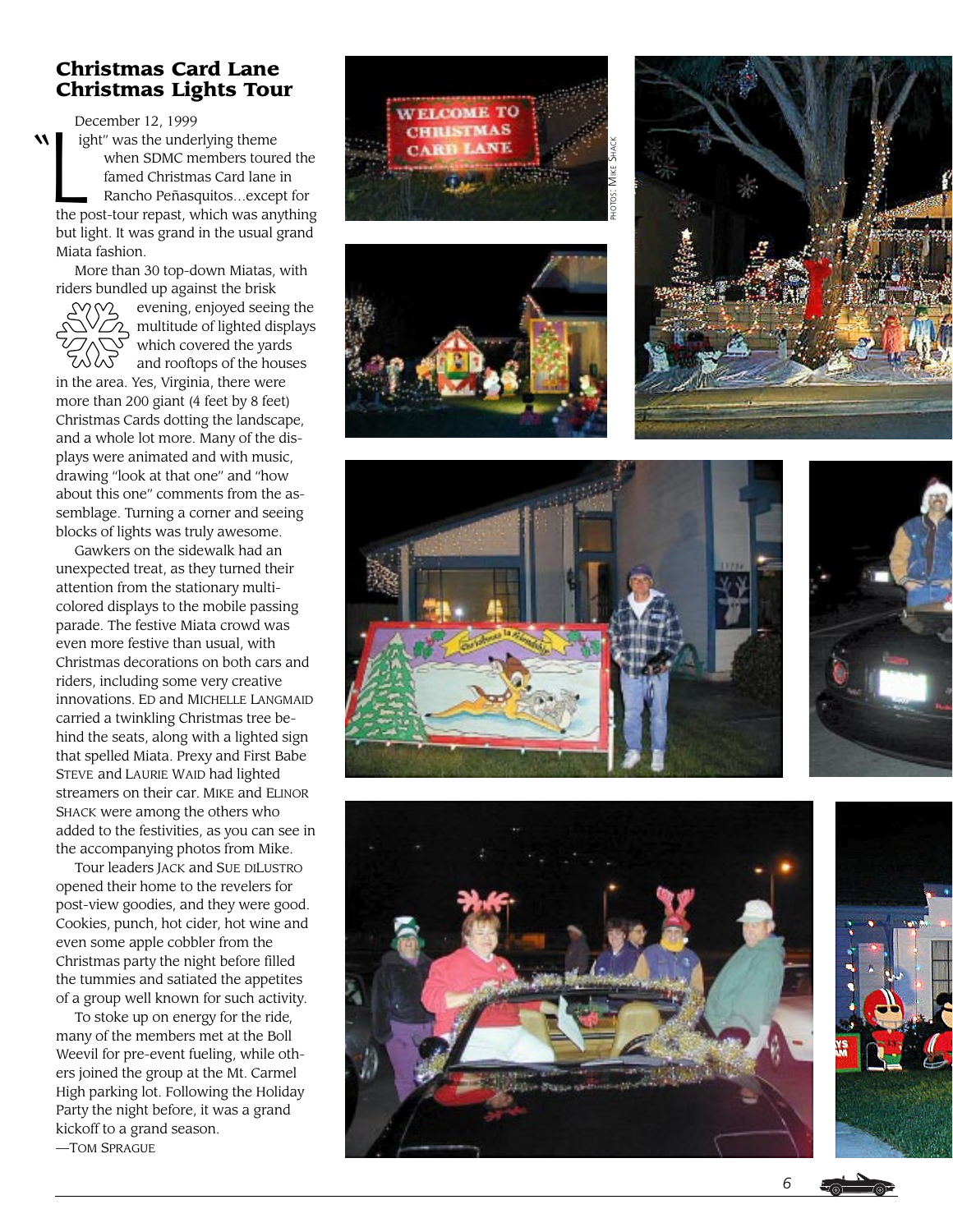## Christmas Card Lane Christmas Lights Tour

December 12, 1999

"Light" was the underlying theme when SDMC members toured the famed Christmas Card lane in Rancho Peñasquitos…except for the post-tour repast, which was anything but light. It was grand in the usual grand Miata fashion.

More than 30 top-down Miatas, with riders bundled up against the brisk evening, enjoyed seeing the multitude of lighted displays which covered the yards and rooftops of the houses in the area. Yes, Virginia, there were more than 200 giant (4 feet by 8 feet) Christmas Cards dotting the landscape, and a whole lot more. Many of the displays were animated and with music, drawing "look at that one" and "how about this one" comments from the assemblage. Turning a corner and seeing blocks of lights was truly awesome.

Gawkers on the sidewalk had an unexpected treat, as they turned their attention from the stationary multi-colored displays to the mobile passing parade. The festive Miata crowd was even more festive than usual, with Christmas decorations on both cars and riders, including some very creative innovations. Ed and Michelle Langmaid carried a twinkling Christmas tree behind the seats, along with a lighted sign that spelled Miata. Prexy and First Babe Steve and Laurie Waid had lighted streamers on their car. Mike and Elinor Shack were among the others who added to the festivities, as you can see in the accompanying photos from Mike.

Tour leaders Jack and Sue DiLustro opened their home to the revelers for post-view goodies, and they were good. Cookies, punch, hot cider, hot wine and even some apple cobbler from the Christmas party the night before filled the tummies and satiated the appetites of a group well known for such activity.

To stoke up on energy for the ride, many of the members met at the Boll Weevil for pre-event fueling, while others joined the group at the Mt. Carmel High parking lot. Following the Holiday Party the night before, it was a grand kickoff to a grand season.

—Tom Sprague

Photos: Mike Shack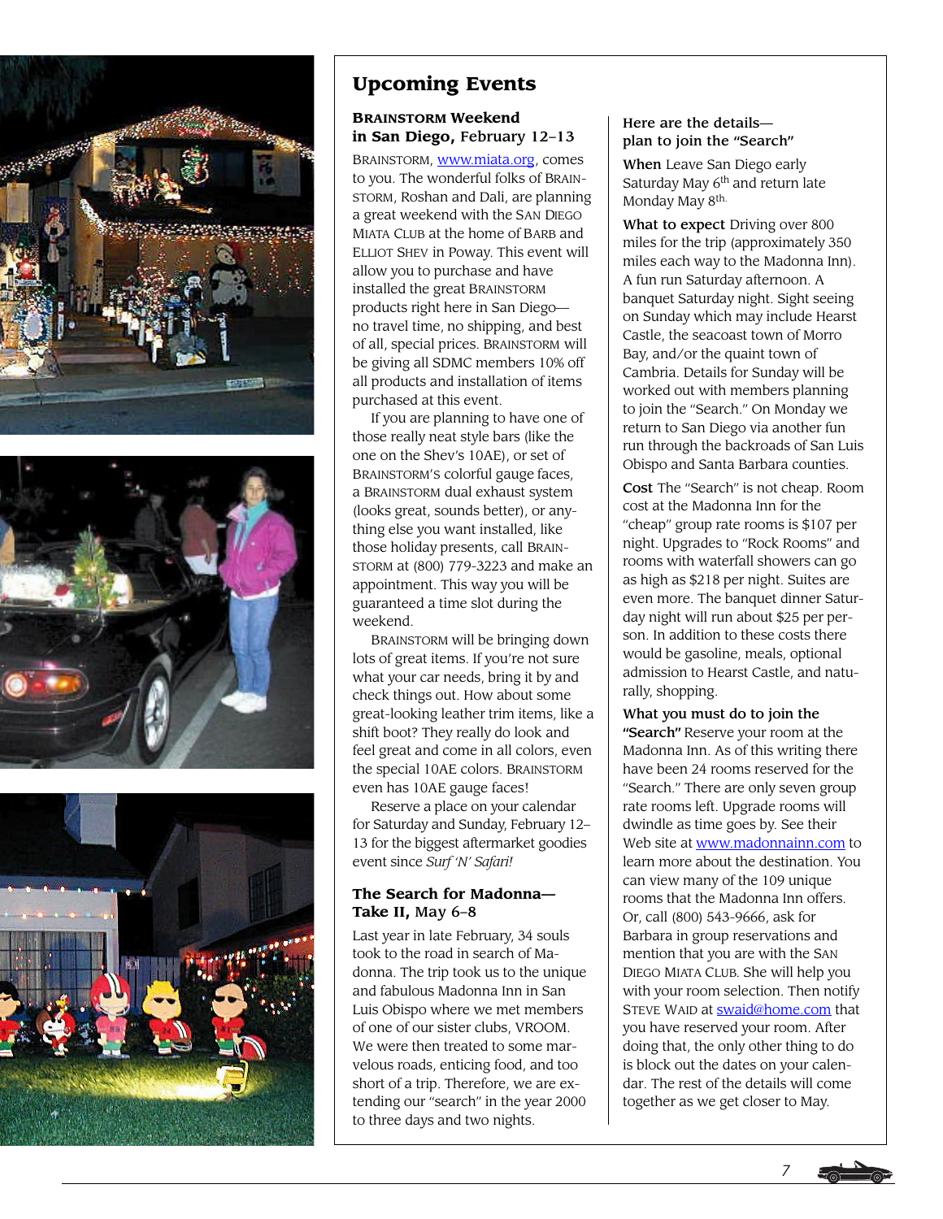# Upcoming Events

## BRAINSTORM Weekend in San Diego, February 12–13

BRAINSTORM, www.miata.org, comes to you. The wonderful folks of BRAINSTORM, Roshan and Dali, are planning a great weekend with the SAN DIEGO MIATA CLUB at the home of BARB and ELLIOT SHEV in Poway. This event will allow you to purchase and have installed the great BRAINSTORM products right here in San Diego—no travel time, no shipping, and best of all, special prices. BRAINSTORM will be giving all SDMC members 10% off all products and installation of items purchased at this event.

If you are planning to have one of those really neat style bars (like the one on the Shev's 10AE), or set of BRAINSTORM'S colorful gauge faces, a BRAINSTORM dual exhaust system (looks great, sounds better), or anything else you want installed, like those holiday presents, call BRAINSTORM at (800) 779-3223 and make an appointment. This way you will be guaranteed a time slot during the weekend.

BRAINSTORM will be bringing down lots of great items. If you're not sure what your car needs, bring it by and check things out. How about some great-looking leather trim items, like a shift boot? They really do look and feel great and come in all colors, even the special 10AE colors. BRAINSTORM even has 10AE gauge faces!

Reserve a place on your calendar for Saturday and Sunday, February 12–13 for the biggest aftermarket goodies event since *Surf 'N' Safari!*

## The Search for Madonna—Take II, May 6–8

Last year in late February, 34 souls took to the road in search of Madonna. The trip took us to the unique and fabulous Madonna Inn in San Luis Obispo where we met members of one of our sister clubs, VROOM. We were then treated to some marvelous roads, enticing food, and too short of a trip. Therefore, we are extending our "search" in the year 2000 to three days and two nights.

### Here are the details—plan to join the "Search"

**When** Leave San Diego early Saturday May 6th and return late Monday May 8th.

**What to expect** Driving over 800 miles for the trip (approximately 350 miles each way to the Madonna Inn). A fun run Saturday afternoon. A banquet Saturday night. Sight seeing on Sunday which may include Hearst Castle, the seacoast town of Morro Bay, and/or the quaint town of Cambria. Details for Sunday will be worked out with members planning to join the "Search." On Monday we return to San Diego via another fun run through the backroads of San Luis Obispo and Santa Barbara counties.

**Cost** The "Search" is not cheap. Room cost at the Madonna Inn for the "cheap" group rate rooms is $107 per night. Upgrades to "Rock Rooms" and rooms with waterfall showers can go as high as $218 per night. Suites are even more. The banquet dinner Saturday night will run about $25 per person. In addition to these costs there would be gasoline, meals, optional admission to Hearst Castle, and naturally, shopping.

**What you must do to join the "Search"** Reserve your room at the Madonna Inn. As of this writing there have been 24 rooms reserved for the "Search." There are only seven group rate rooms left. Upgrade rooms will dwindle as time goes by. See their Web site at www.madonnainn.com to learn more about the destination. You can view many of the 109 unique rooms that the Madonna Inn offers. Or, call (800) 543-9666, ask for Barbara in group reservations and mention that you are with the SAN DIEGO MIATA CLUB. She will help you with your room selection. Then notify STEVE WAID at swaid@home.com that you have reserved your room. After doing that, the only other thing to do is block out the dates on your calendar. The rest of the details will come together as we get closer to May.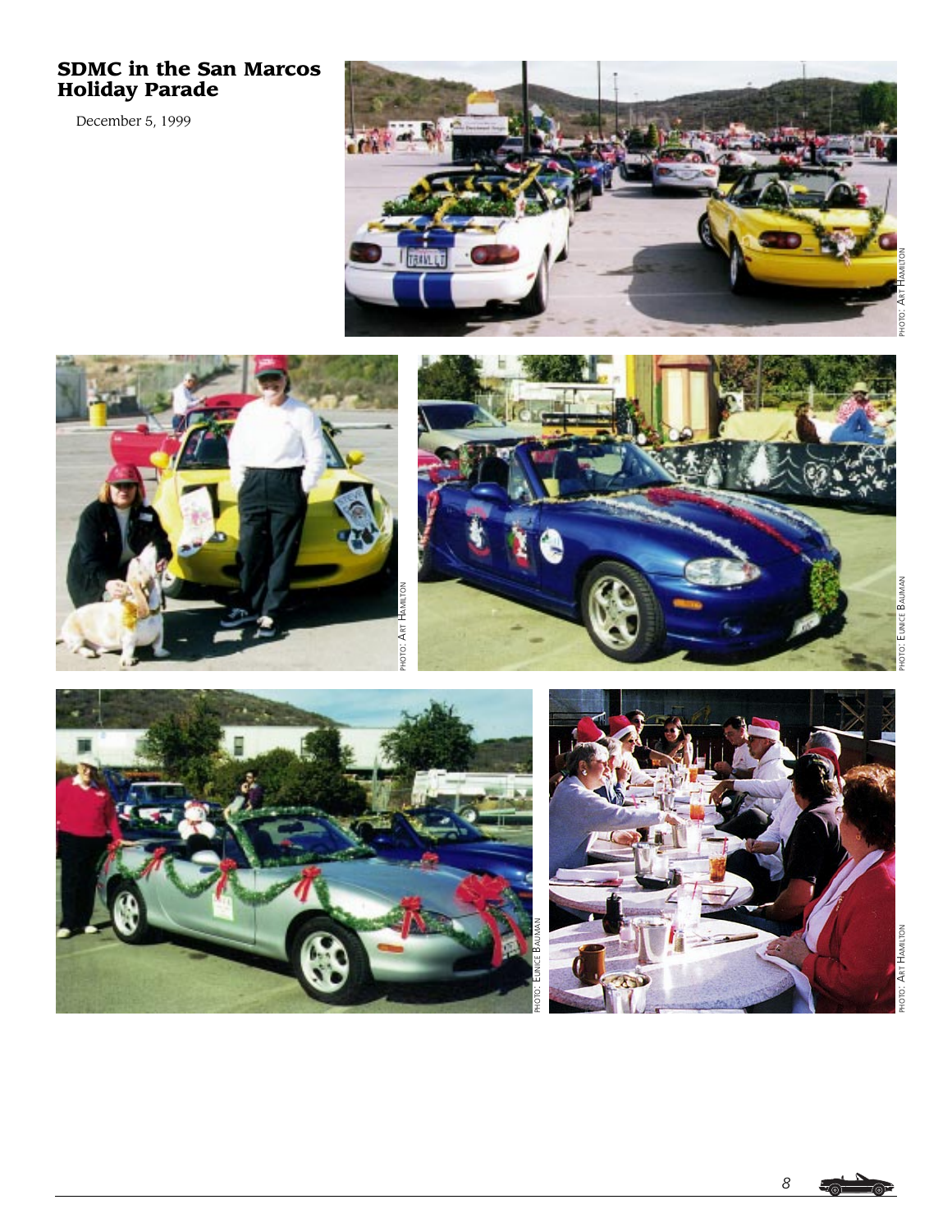## SDMC in the San Marcos Holiday Parade

December 5, 1999

PHOTO: ART HAMILTON

PHOTO: ART HAMILTON

PHOTO: EUNICE BAUMAN

PHOTO: EUNICE BAUMAN

PHOTO: ART HAMILTON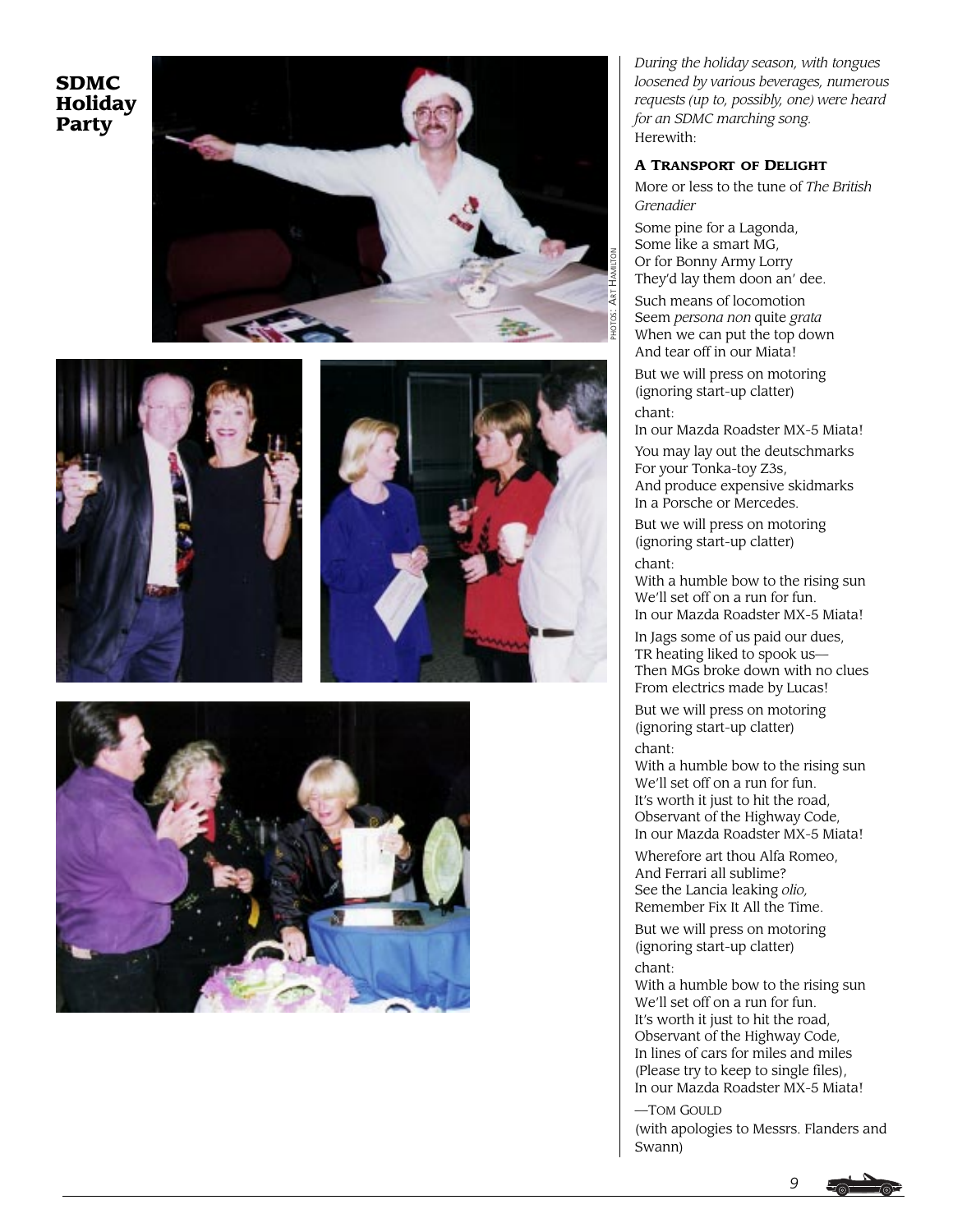## SDMC Holiday Party

PHOTOS: ART HAMILTON

*During the holiday season, with tongues loosened by various beverages, numerous requests (up to, possibly, one) were heard for an SDMC marching song.* Herewith:

### A TRANSPORT OF DELIGHT

More or less to the tune of *The British Grenadier*

Some pine for a Lagonda,
Some like a smart MG,
Or for Bonny Army Lorry
They'd lay them doon an' dee.

Such means of locomotion
Seem *persona non* quite *grata*
When we can put the top down
And tear off in our Miata!

But we will press on motoring
(ignoring start-up clatter)
chant:
In our Mazda Roadster MX-5 Miata!

You may lay out the deutschmarks
For your Tonka-toy Z3s,
And produce expensive skidmarks
In a Porsche or Mercedes.

But we will press on motoring
(ignoring start-up clatter)
chant:
With a humble bow to the rising sun
We'll set off on a run for fun.
In our Mazda Roadster MX-5 Miata!

In Jags some of us paid our dues,
TR heating liked to spook us—
Then MGs broke down with no clues
From electrics made by Lucas!

But we will press on motoring
(ignoring start-up clatter)
chant:
With a humble bow to the rising sun
We'll set off on a run for fun.
It's worth it just to hit the road,
Observant of the Highway Code,
In our Mazda Roadster MX-5 Miata!

Wherefore art thou Alfa Romeo,
And Ferrari all sublime?
See the Lancia leaking *olio,*
Remember Fix It All the Time.

But we will press on motoring
(ignoring start-up clatter)
chant:
With a humble bow to the rising sun
We'll set off on a run for fun.
It's worth it just to hit the road,
Observant of the Highway Code,
In lines of cars for miles and miles
(Please try to keep to single files),
In our Mazda Roadster MX-5 Miata!

—TOM GOULD
(with apologies to Messrs. Flanders and Swann)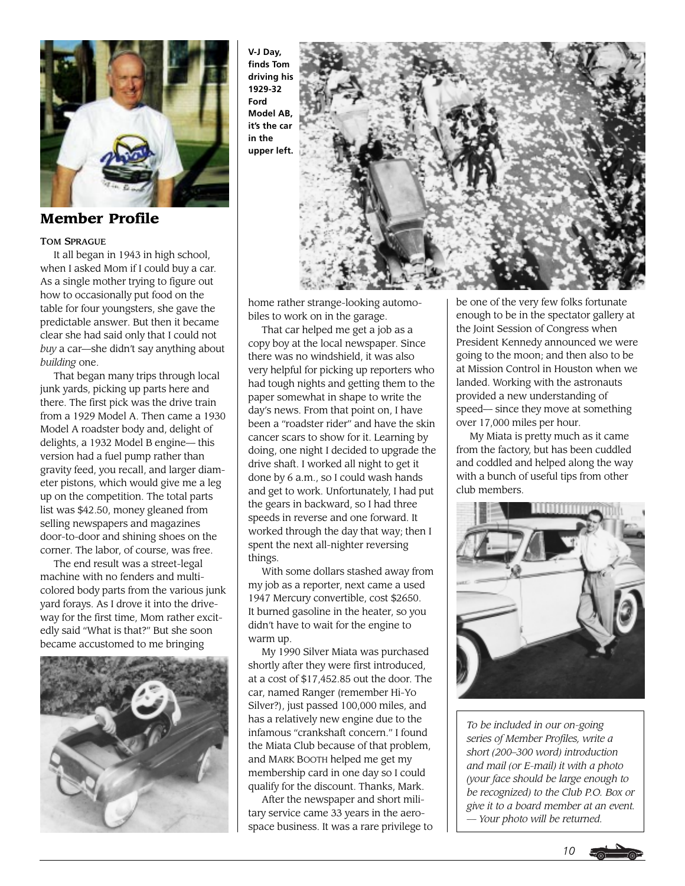V-J Day, finds Tom driving his 1929-32 Ford Model AB, it's the car in the upper left.

## Member Profile

**Tom Sprague**

It all began in 1943 in high school, when I asked Mom if I could buy a car. As a single mother trying to figure out how to occasionally put food on the table for four youngsters, she gave the predictable answer. But then it became clear she had said only that I could not *buy* a car—she didn't say anything about *building* one.

That began many trips through local junk yards, picking up parts here and there. The first pick was the drive train from a 1929 Model A. Then came a 1930 Model A roadster body and, delight of delights, a 1932 Model B engine— this version had a fuel pump rather than gravity feed, you recall, and larger diameter pistons, which would give me a leg up on the competition. The total parts list was $42.50, money gleaned from selling newspapers and magazines door-to-door and shining shoes on the corner. The labor, of course, was free.

The end result was a street-legal machine with no fenders and multi-colored body parts from the various junk yard forays. As I drove it into the driveway for the first time, Mom rather excitedly said "What is that?" But she soon became accustomed to me bringing home rather strange-looking automobiles to work on in the garage.

That car helped me get a job as a copy boy at the local newspaper. Since there was no windshield, it was also very helpful for picking up reporters who had tough nights and getting them to the paper somewhat in shape to write the day's news. From that point on, I have been a "roadster rider" and have the skin cancer scars to show for it. Learning by doing, one night I decided to upgrade the drive shaft. I worked all night to get it done by 6 a.m., so I could wash hands and get to work. Unfortunately, I had put the gears in backward, so I had three speeds in reverse and one forward. It worked through the day that way; then I spent the next all-nighter reversing things.

With some dollars stashed away from my job as a reporter, next came a used 1947 Mercury convertible, cost $2650. It burned gasoline in the heater, so you didn't have to wait for the engine to warm up.

My 1990 Silver Miata was purchased shortly after they were first introduced, at a cost of $17,452.85 out the door. The car, named Ranger (remember Hi-Yo Silver?), just passed 100,000 miles, and has a relatively new engine due to the infamous "crankshaft concern." I found the Miata Club because of that problem, and Mark Booth helped me get my membership card in one day so I could qualify for the discount. Thanks, Mark.

After the newspaper and short military service came 33 years in the aerospace business. It was a rare privilege to be one of the very few folks fortunate enough to be in the spectator gallery at the Joint Session of Congress when President Kennedy announced we were going to the moon; and then also to be at Mission Control in Houston when we landed. Working with the astronauts provided a new understanding of speed— since they move at something over 17,000 miles per hour.

My Miata is pretty much as it came from the factory, but has been cuddled and coddled and helped along the way with a bunch of useful tips from other club members.

*To be included in our on-going series of Member Profiles, write a short (200–300 word) introduction and mail (or E-mail) it with a photo (your face should be large enough to be recognized) to the Club P.O. Box or give it to a board member at an event. — Your photo will be returned.*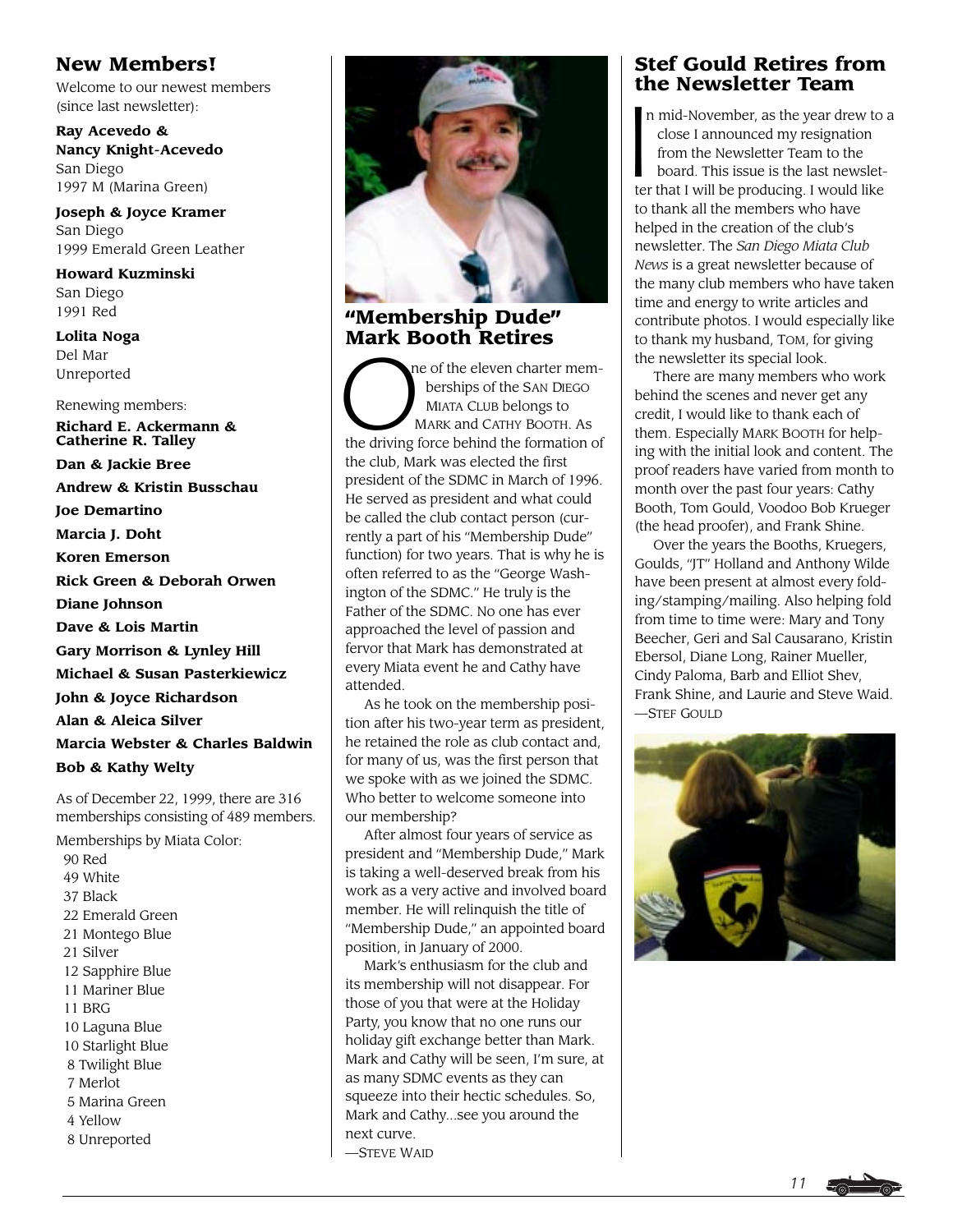## New Members!

Welcome to our newest members (since last newsletter):

**Ray Acevedo & Nancy Knight-Acevedo**
San Diego
1997 M (Marina Green)

**Joseph & Joyce Kramer**
San Diego
1999 Emerald Green Leather

**Howard Kuzminski**
San Diego
1991 Red

**Lolita Noga**
Del Mar
Unreported

Renewing members:

**Richard E. Ackermann & Catherine R. Talley**

**Dan & Jackie Bree**

**Andrew & Kristin Busschau**

**Joe Demartino**

**Marcia J. Doht**

**Koren Emerson**

**Rick Green & Deborah Orwen**

**Diane Johnson**

**Dave & Lois Martin**

**Gary Morrison & Lynley Hill**

**Michael & Susan Pasterkiewicz**

**John & Joyce Richardson**

**Alan & Aleica Silver**

**Marcia Webster & Charles Baldwin**

**Bob & Kathy Welty**

As of December 22, 1999, there are 316 memberships consisting of 489 members.

Memberships by Miata Color:

- 90 Red
- 49 White
- 37 Black
- 22 Emerald Green
- 21 Montego Blue
- 21 Silver
- 12 Sapphire Blue
- 11 Mariner Blue
- 11 BRG
- 10 Laguna Blue
- 10 Starlight Blue
- 8 Twilight Blue
- 7 Merlot
- 5 Marina Green
- 4 Yellow
- 8 Unreported

## "Membership Dude" Mark Booth Retires

One of the eleven charter memberships of the San Diego Miata Club belongs to Mark and Cathy Booth. As the driving force behind the formation of the club, Mark was elected the first president of the SDMC in March of 1996. He served as president and what could be called the club contact person (currently a part of his "Membership Dude" function) for two years. That is why he is often referred to as the "George Washington of the SDMC." He truly is the Father of the SDMC. No one has ever approached the level of passion and fervor that Mark has demonstrated at every Miata event he and Cathy have attended.

As he took on the membership position after his two-year term as president, he retained the role as club contact and, for many of us, was the first person that we spoke with as we joined the SDMC. Who better to welcome someone into our membership?

After almost four years of service as president and "Membership Dude," Mark is taking a well-deserved break from his work as a very active and involved board member. He will relinquish the title of "Membership Dude," an appointed board position, in January of 2000.

Mark's enthusiasm for the club and its membership will not disappear. For those of you that were at the Holiday Party, you know that no one runs our holiday gift exchange better than Mark. Mark and Cathy will be seen, I'm sure, at as many SDMC events as they can squeeze into their hectic schedules. So, Mark and Cathy...see you around the next curve.

—Steve Waid

## Stef Gould Retires from the Newsletter Team

In mid-November, as the year drew to a close I announced my resignation from the Newsletter Team to the board. This issue is the last newsletter that I will be producing. I would like to thank all the members who have helped in the creation of the club's newsletter. The *San Diego Miata Club News* is a great newsletter because of the many club members who have taken time and energy to write articles and contribute photos. I would especially like to thank my husband, Tom, for giving the newsletter its special look.

There are many members who work behind the scenes and never get any credit, I would like to thank each of them. Especially Mark Booth for helping with the initial look and content. The proof readers have varied from month to month over the past four years: Cathy Booth, Tom Gould, Voodoo Bob Krueger (the head proofer), and Frank Shine.

Over the years the Booths, Kruegers, Goulds, "JT" Holland and Anthony Wilde have been present at almost every folding/stamping/mailing. Also helping fold from time to time were: Mary and Tony Beecher, Geri and Sal Causarano, Kristin Ebersol, Diane Long, Rainer Mueller, Cindy Paloma, Barb and Elliot Shev, Frank Shine, and Laurie and Steve Waid.

—Stef Gould